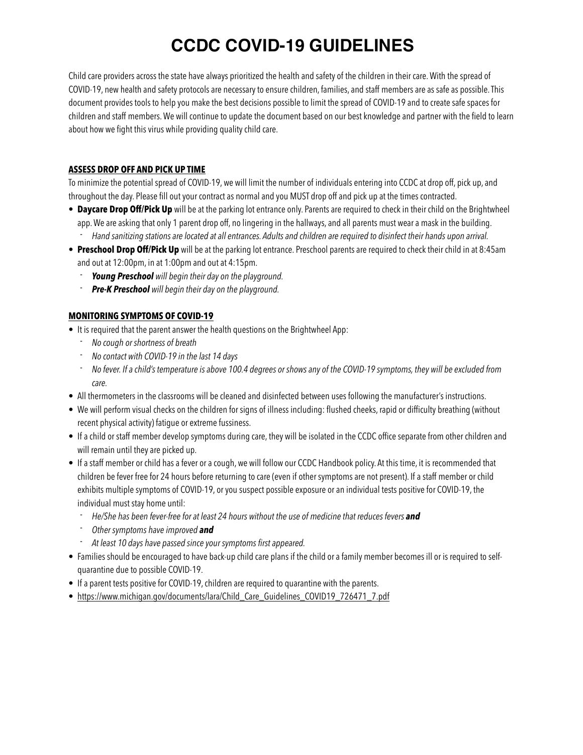# CCDC COVID-19 GUIDELINES

Child care providers across the state have always prioritized the health and safety of the children in their care. With the spread of COVID-19, new health and safety protocols are necessary to ensure children, families, and staff members are as safe as possible. This document provides tools to help you make the best decisions possible to limit the spread of COVID-19 and to create safe spaces for children and staff members. We will continue to update the document based on our best knowledge and partner with the field to learn about how we fight this virus while providing quality child care.

## ASSESS DROP OFF AND PICK UP TIME

To minimize the potential spread of COVID-19, we will limit the number of individuals entering into CCDC at drop off, pick up, and throughout the day. Please fill out your contract as normal and you MUST drop off and pick up at the times contracted.

- **Daycare Drop Off/Pick Up** will be at the parking lot entrance only. Parents are required to check in their child on the Brightwheel app. We are asking that only 1 parent drop off, no lingering in the hallways, and all parents must wear a mask in the building.
  - *Hand sanitizing stations are located at all entrances. Adults and children are required to disinfect their hands upon arrival.*
- **Preschool Drop Off/Pick Up** will be at the parking lot entrance. Preschool parents are required to check their child in at 8:45am and out at 12:00pm, in at 1:00pm and out at 4:15pm.
  - ***Young Preschool*** *will begin their day on the playground.*
  - ***Pre-K Preschool*** *will begin their day on the playground.*

## MONITORING SYMPTOMS OF COVID-19

- It is required that the parent answer the health questions on the Brightwheel App:
  - *No cough or shortness of breath*
  - *No contact with COVID-19 in the last 14 days*
  - *No fever. If a child's temperature is above 100.4 degrees or shows any of the COVID-19 symptoms, they will be excluded from care.*
- All thermometers in the classrooms will be cleaned and disinfected between uses following the manufacturer's instructions.
- We will perform visual checks on the children for signs of illness including: flushed cheeks, rapid or difficulty breathing (without recent physical activity) fatigue or extreme fussiness.
- If a child or staff member develop symptoms during care, they will be isolated in the CCDC office separate from other children and will remain until they are picked up.
- If a staff member or child has a fever or a cough, we will follow our CCDC Handbook policy. At this time, it is recommended that children be fever free for 24 hours before returning to care (even if other symptoms are not present). If a staff member or child exhibits multiple symptoms of COVID-19, or you suspect possible exposure or an individual tests positive for COVID-19, the individual must stay home until:
  - *He/She has been fever-free for at least 24 hours without the use of medicine that reduces fevers* ***and***
  - *Other symptoms have improved* ***and***
  - *At least 10 days have passed since your symptoms first appeared.*
- Families should be encouraged to have back-up child care plans if the child or a family member becomes ill or is required to self-quarantine due to possible COVID-19.
- If a parent tests positive for COVID-19, children are required to quarantine with the parents.
- https://www.michigan.gov/documents/lara/Child_Care_Guidelines_COVID19_726471_7.pdf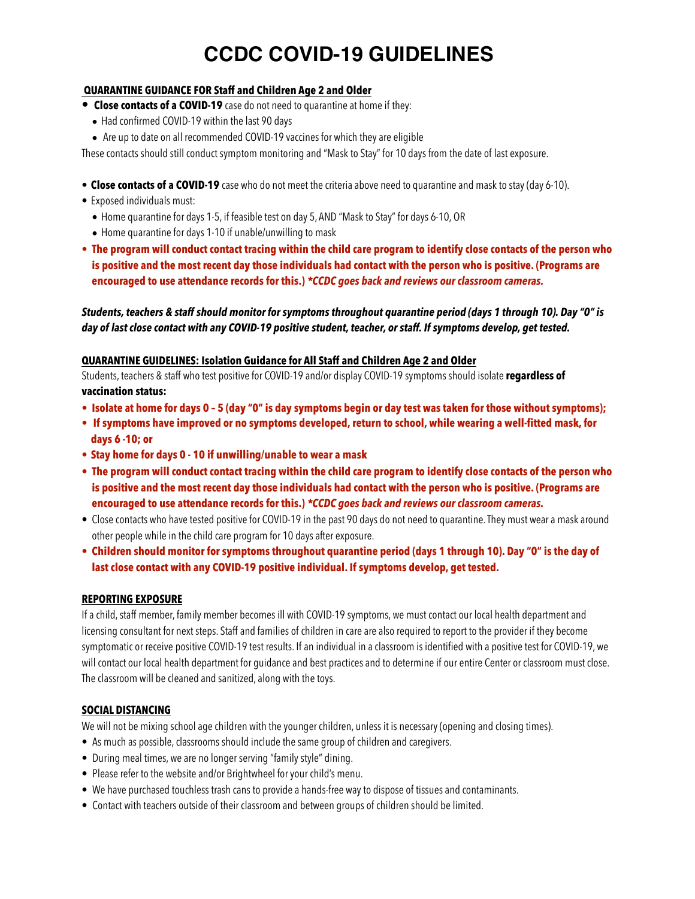# CCDC COVID-19 GUIDELINES

**QUARANTINE GUIDANCE FOR Staff and Children Age 2 and Older**

- **Close contacts of a COVID-19** case do not need to quarantine at home if they:
  - Had confirmed COVID-19 within the last 90 days
  - Are up to date on all recommended COVID-19 vaccines for which they are eligible

These contacts should still conduct symptom monitoring and "Mask to Stay" for 10 days from the date of last exposure.

- **Close contacts of a COVID-19** case who do not meet the criteria above need to quarantine and mask to stay (day 6-10).
- Exposed individuals must:
  - Home quarantine for days 1-5, if feasible test on day 5, AND "Mask to Stay" for days 6-10, OR
  - Home quarantine for days 1-10 if unable/unwilling to mask
- **The program will conduct contact tracing within the child care program to identify close contacts of the person who is positive and the most recent day those individuals had contact with the person who is positive. (Programs are encouraged to use attendance records for this.) *\*CCDC goes back and reviews our classroom cameras.***

***Students, teachers & staff should monitor for symptoms throughout quarantine period (days 1 through 10). Day "0" is day of last close contact with any COVID-19 positive student, teacher, or staff. If symptoms develop, get tested.***

**QUARANTINE GUIDELINES: Isolation Guidance for All Staff and Children Age 2 and Older**

Students, teachers & staff who test positive for COVID-19 and/or display COVID-19 symptoms should isolate **regardless of vaccination status:**

- **Isolate at home for days 0 – 5 (day "0" is day symptoms begin or day test was taken for those without symptoms);**
- **If symptoms have improved or no symptoms developed, return to school, while wearing a well-fitted mask, for days 6 -10; or**
- **Stay home for days 0 - 10 if unwilling/unable to wear a mask**
- **The program will conduct contact tracing within the child care program to identify close contacts of the person who is positive and the most recent day those individuals had contact with the person who is positive. (Programs are encouraged to use attendance records for this.) *\*CCDC goes back and reviews our classroom cameras.***
- Close contacts who have tested positive for COVID-19 in the past 90 days do not need to quarantine. They must wear a mask around other people while in the child care program for 10 days after exposure.
- **Children should monitor for symptoms throughout quarantine period (days 1 through 10). Day "0" is the day of last close contact with any COVID-19 positive individual. If symptoms develop, get tested.**

**REPORTING EXPOSURE**

If a child, staff member, family member becomes ill with COVID-19 symptoms, we must contact our local health department and licensing consultant for next steps. Staff and families of children in care are also required to report to the provider if they become symptomatic or receive positive COVID-19 test results. If an individual in a classroom is identified with a positive test for COVID-19, we will contact our local health department for guidance and best practices and to determine if our entire Center or classroom must close. The classroom will be cleaned and sanitized, along with the toys.

**SOCIAL DISTANCING**

We will not be mixing school age children with the younger children, unless it is necessary (opening and closing times).

- As much as possible, classrooms should include the same group of children and caregivers.
- During meal times, we are no longer serving "family style" dining.
- Please refer to the website and/or Brightwheel for your child's menu.
- We have purchased touchless trash cans to provide a hands-free way to dispose of tissues and contaminants.
- Contact with teachers outside of their classroom and between groups of children should be limited.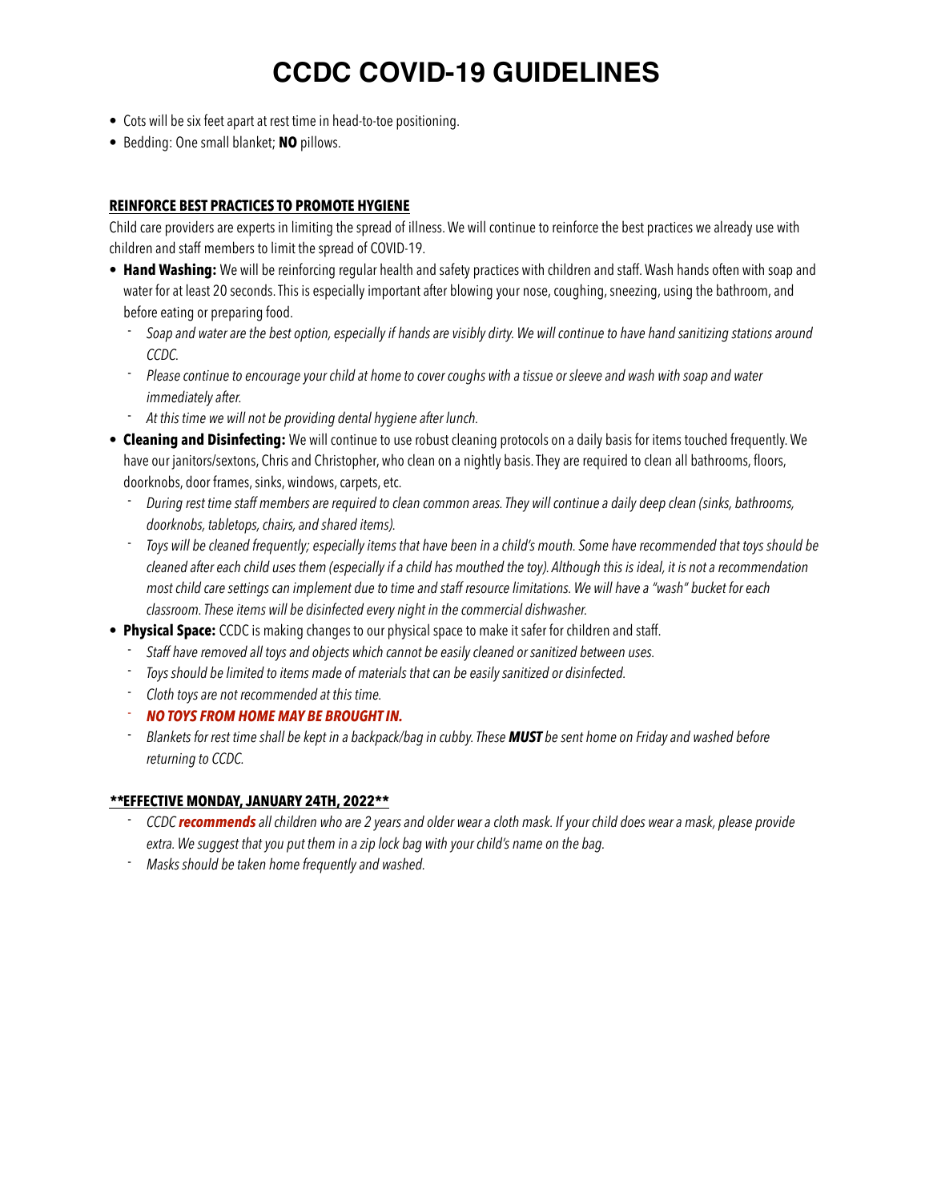# CCDC COVID-19 GUIDELINES

- Cots will be six feet apart at rest time in head-to-toe positioning.
- Bedding: One small blanket; **NO** pillows.

**REINFORCE BEST PRACTICES TO PROMOTE HYGIENE**

Child care providers are experts in limiting the spread of illness. We will continue to reinforce the best practices we already use with children and staff members to limit the spread of COVID-19.

- **Hand Washing:** We will be reinforcing regular health and safety practices with children and staff. Wash hands often with soap and water for at least 20 seconds. This is especially important after blowing your nose, coughing, sneezing, using the bathroom, and before eating or preparing food.
  - *Soap and water are the best option, especially if hands are visibly dirty. We will continue to have hand sanitizing stations around CCDC.*
  - *Please continue to encourage your child at home to cover coughs with a tissue or sleeve and wash with soap and water immediately after.*
  - *At this time we will not be providing dental hygiene after lunch.*
- **Cleaning and Disinfecting:** We will continue to use robust cleaning protocols on a daily basis for items touched frequently. We have our janitors/sextons, Chris and Christopher, who clean on a nightly basis. They are required to clean all bathrooms, floors, doorknobs, door frames, sinks, windows, carpets, etc.
  - *During rest time staff members are required to clean common areas. They will continue a daily deep clean (sinks, bathrooms, doorknobs, tabletops, chairs, and shared items).*
  - *Toys will be cleaned frequently; especially items that have been in a child's mouth. Some have recommended that toys should be cleaned after each child uses them (especially if a child has mouthed the toy). Although this is ideal, it is not a recommendation most child care settings can implement due to time and staff resource limitations. We will have a "wash" bucket for each classroom. These items will be disinfected every night in the commercial dishwasher.*
- **Physical Space:** CCDC is making changes to our physical space to make it safer for children and staff.
  - *Staff have removed all toys and objects which cannot be easily cleaned or sanitized between uses.*
  - *Toys should be limited to items made of materials that can be easily sanitized or disinfected.*
  - *Cloth toys are not recommended at this time.*
  - ***NO TOYS FROM HOME MAY BE BROUGHT IN.***
  - *Blankets for rest time shall be kept in a backpack/bag in cubby. These **MUST** be sent home on Friday and washed before returning to CCDC.*

**\*\*EFFECTIVE MONDAY, JANUARY 24TH, 2022\*\***

- *CCDC **recommends** all children who are 2 years and older wear a cloth mask. If your child does wear a mask, please provide extra. We suggest that you put them in a zip lock bag with your child's name on the bag.*
- *Masks should be taken home frequently and washed.*